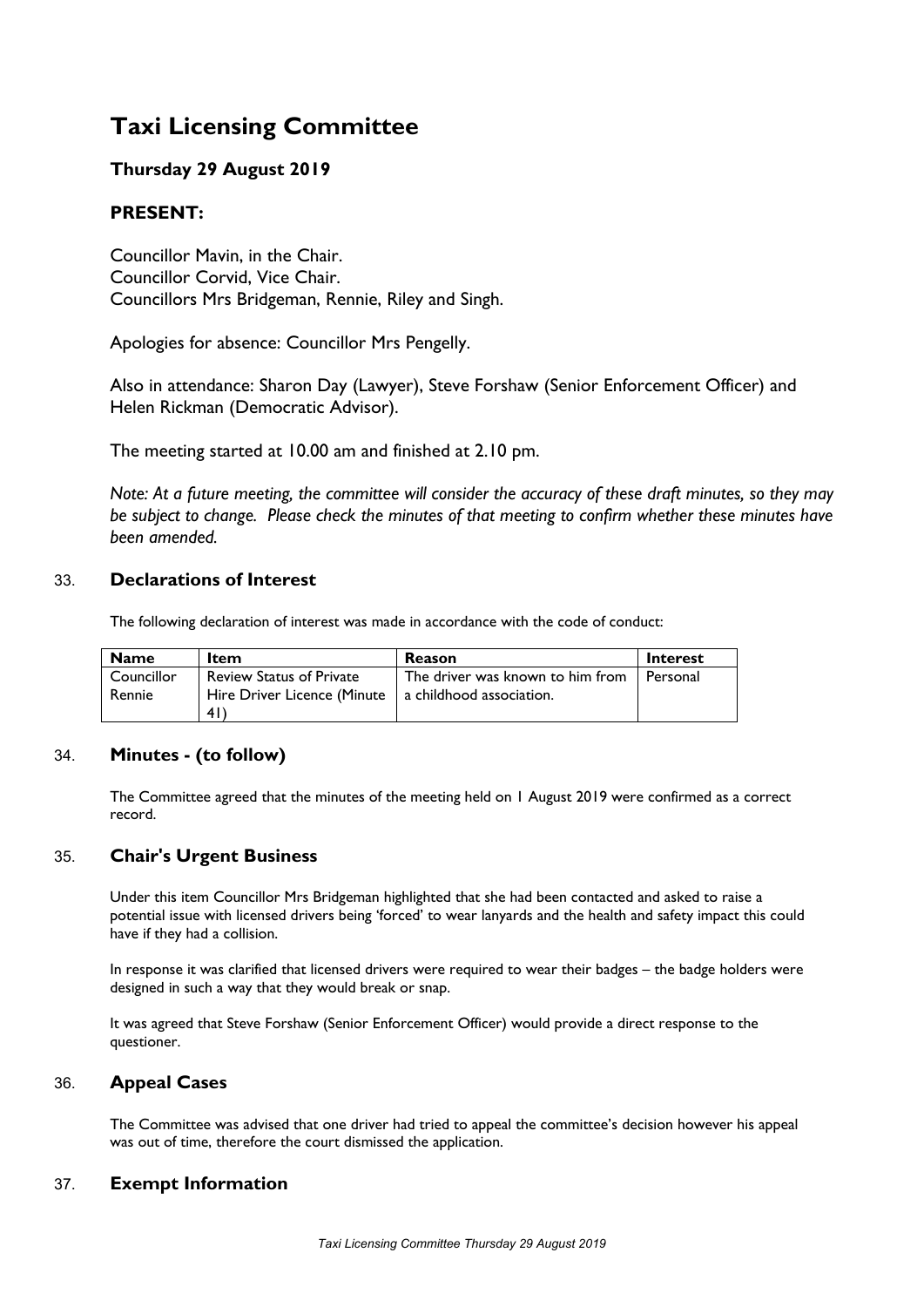# Taxi Licensing Committee

## Thursday 29 August 2019

## PRESENT:

Councillor Mavin, in the Chair.
Councillor Corvid, Vice Chair.
Councillors Mrs Bridgeman, Rennie, Riley and Singh.

Apologies for absence: Councillor Mrs Pengelly.

Also in attendance: Sharon Day (Lawyer), Steve Forshaw (Senior Enforcement Officer) and Helen Rickman (Democratic Advisor).

The meeting started at 10.00 am and finished at 2.10 pm.

*Note: At a future meeting, the committee will consider the accuracy of these draft minutes, so they may be subject to change. Please check the minutes of that meeting to confirm whether these minutes have been amended.*

### 33. Declarations of Interest

The following declaration of interest was made in accordance with the code of conduct:

| Name | Item | Reason | Interest |
|---|---|---|---|
| Councillor Rennie | Review Status of Private Hire Driver Licence (Minute 41) | The driver was known to him from a childhood association. | Personal |

### 34. Minutes - (to follow)

The Committee agreed that the minutes of the meeting held on 1 August 2019 were confirmed as a correct record.

### 35. Chair's Urgent Business

Under this item Councillor Mrs Bridgeman highlighted that she had been contacted and asked to raise a potential issue with licensed drivers being 'forced' to wear lanyards and the health and safety impact this could have if they had a collision.

In response it was clarified that licensed drivers were required to wear their badges – the badge holders were designed in such a way that they would break or snap.

It was agreed that Steve Forshaw (Senior Enforcement Officer) would provide a direct response to the questioner.

### 36. Appeal Cases

The Committee was advised that one driver had tried to appeal the committee's decision however his appeal was out of time, therefore the court dismissed the application.

### 37. Exempt Information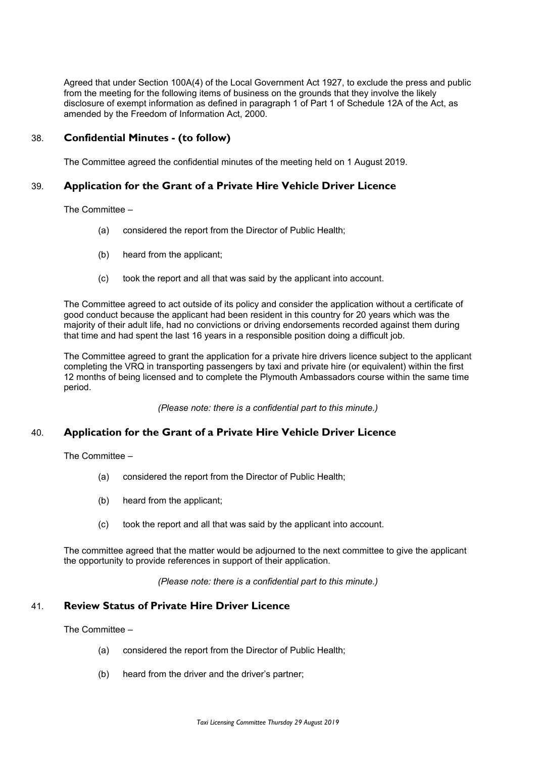Agreed that under Section 100A(4) of the Local Government Act 1927, to exclude the press and public from the meeting for the following items of business on the grounds that they involve the likely disclosure of exempt information as defined in paragraph 1 of Part 1 of Schedule 12A of the Act, as amended by the Freedom of Information Act, 2000.

## 38. Confidential Minutes - (to follow)

The Committee agreed the confidential minutes of the meeting held on 1 August 2019.

## 39. Application for the Grant of a Private Hire Vehicle Driver Licence

The Committee –

(a) considered the report from the Director of Public Health;

(b) heard from the applicant;

(c) took the report and all that was said by the applicant into account.

The Committee agreed to act outside of its policy and consider the application without a certificate of good conduct because the applicant had been resident in this country for 20 years which was the majority of their adult life, had no convictions or driving endorsements recorded against them during that time and had spent the last 16 years in a responsible position doing a difficult job.

The Committee agreed to grant the application for a private hire drivers licence subject to the applicant completing the VRQ in transporting passengers by taxi and private hire (or equivalent) within the first 12 months of being licensed and to complete the Plymouth Ambassadors course within the same time period.

*(Please note: there is a confidential part to this minute.)*

## 40. Application for the Grant of a Private Hire Vehicle Driver Licence

The Committee –

(a) considered the report from the Director of Public Health;

(b) heard from the applicant;

(c) took the report and all that was said by the applicant into account.

The committee agreed that the matter would be adjourned to the next committee to give the applicant the opportunity to provide references in support of their application.

*(Please note: there is a confidential part to this minute.)*

## 41. Review Status of Private Hire Driver Licence

The Committee –

(a) considered the report from the Director of Public Health;

(b) heard from the driver and the driver's partner;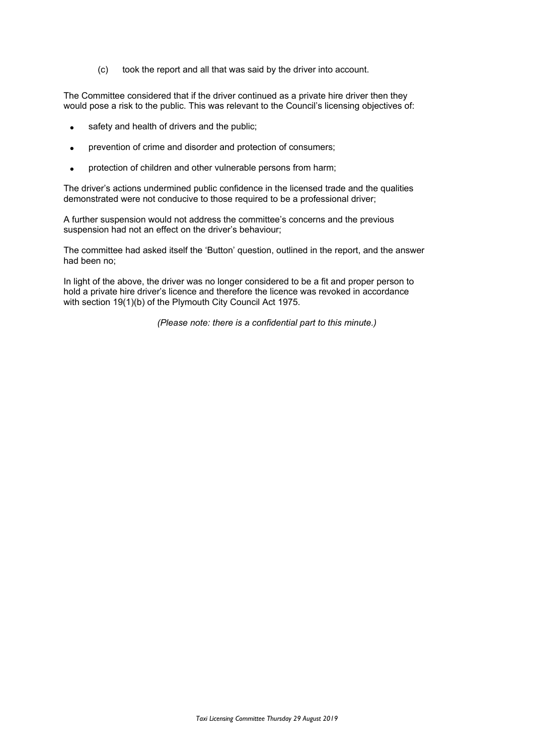(c) took the report and all that was said by the driver into account.

The Committee considered that if the driver continued as a private hire driver then they would pose a risk to the public. This was relevant to the Council's licensing objectives of:

- safety and health of drivers and the public;
- prevention of crime and disorder and protection of consumers;
- protection of children and other vulnerable persons from harm;

The driver's actions undermined public confidence in the licensed trade and the qualities demonstrated were not conducive to those required to be a professional driver;

A further suspension would not address the committee's concerns and the previous suspension had not an effect on the driver's behaviour;

The committee had asked itself the 'Button' question, outlined in the report, and the answer had been no;

In light of the above, the driver was no longer considered to be a fit and proper person to hold a private hire driver's licence and therefore the licence was revoked in accordance with section 19(1)(b) of the Plymouth City Council Act 1975.

*(Please note: there is a confidential part to this minute.)*